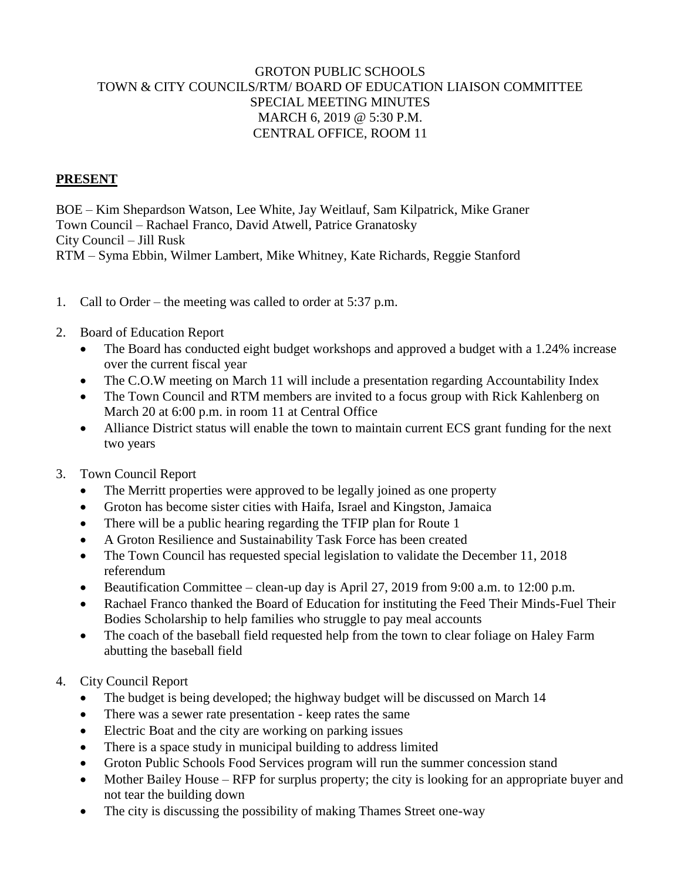# GROTON PUBLIC SCHOOLS
## TOWN & CITY COUNCILS/RTM/ BOARD OF EDUCATION LIAISON COMMITTEE
## SPECIAL MEETING MINUTES
## MARCH 6, 2019 @ 5:30 P.M.
## CENTRAL OFFICE, ROOM 11

**PRESENT**

BOE – Kim Shepardson Watson, Lee White, Jay Weitlauf, Sam Kilpatrick, Mike Graner
Town Council – Rachael Franco, David Atwell, Patrice Granatosky
City Council – Jill Rusk
RTM – Syma Ebbin, Wilmer Lambert, Mike Whitney, Kate Richards, Reggie Stanford

1. Call to Order – the meeting was called to order at 5:37 p.m.

2. Board of Education Report
   - The Board has conducted eight budget workshops and approved a budget with a 1.24% increase over the current fiscal year
   - The C.O.W meeting on March 11 will include a presentation regarding Accountability Index
   - The Town Council and RTM members are invited to a focus group with Rick Kahlenberg on March 20 at 6:00 p.m. in room 11 at Central Office
   - Alliance District status will enable the town to maintain current ECS grant funding for the next two years

3. Town Council Report
   - The Merritt properties were approved to be legally joined as one property
   - Groton has become sister cities with Haifa, Israel and Kingston, Jamaica
   - There will be a public hearing regarding the TFIP plan for Route 1
   - A Groton Resilience and Sustainability Task Force has been created
   - The Town Council has requested special legislation to validate the December 11, 2018 referendum
   - Beautification Committee – clean-up day is April 27, 2019 from 9:00 a.m. to 12:00 p.m.
   - Rachael Franco thanked the Board of Education for instituting the Feed Their Minds-Fuel Their Bodies Scholarship to help families who struggle to pay meal accounts
   - The coach of the baseball field requested help from the town to clear foliage on Haley Farm abutting the baseball field

4. City Council Report
   - The budget is being developed; the highway budget will be discussed on March 14
   - There was a sewer rate presentation - keep rates the same
   - Electric Boat and the city are working on parking issues
   - There is a space study in municipal building to address limited
   - Groton Public Schools Food Services program will run the summer concession stand
   - Mother Bailey House – RFP for surplus property; the city is looking for an appropriate buyer and not tear the building down
   - The city is discussing the possibility of making Thames Street one-way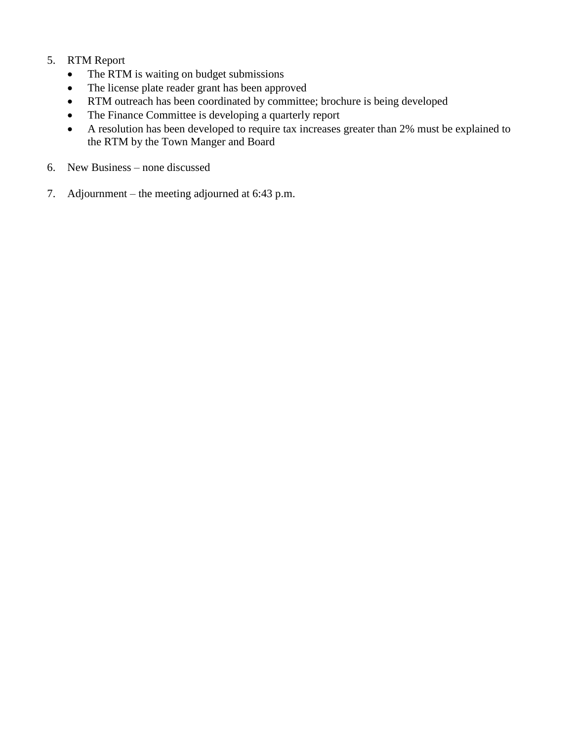5. RTM Report
    - The RTM is waiting on budget submissions
    - The license plate reader grant has been approved
    - RTM outreach has been coordinated by committee; brochure is being developed
    - The Finance Committee is developing a quarterly report
    - A resolution has been developed to require tax increases greater than 2% must be explained to the RTM by the Town Manger and Board

6. New Business – none discussed

7. Adjournment – the meeting adjourned at 6:43 p.m.